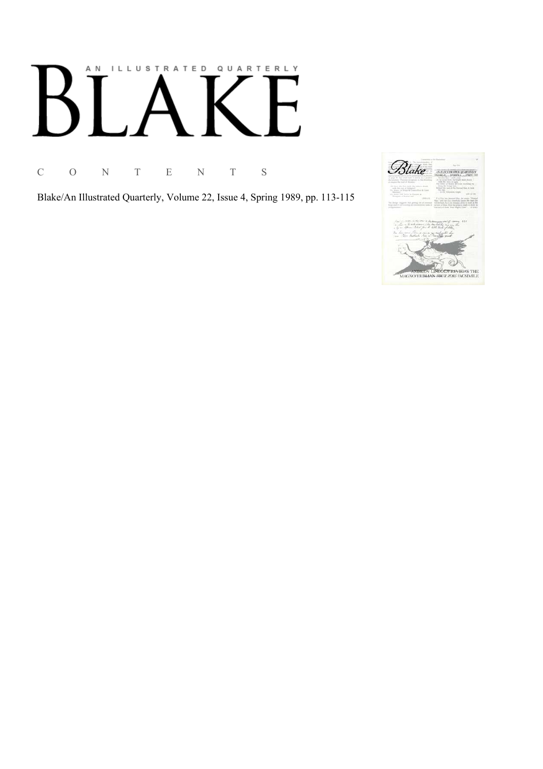# AN ILLUSTRATED QUARTERLY

# BLAKE

## C O N T E N T S

Blake/An Illustrated Quarterly, Volume 22, Issue 4, Spring 1989, pp. 113-115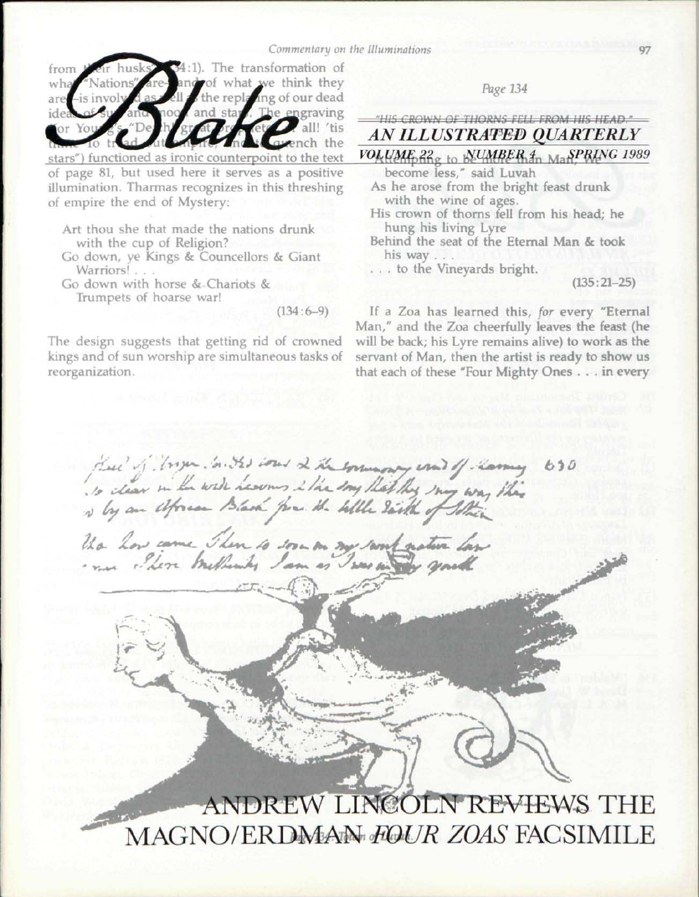from their husks (134:1). The transformation of what "Nations" are—and of what we think they are—is involved as well as the replacing of our dead ideas of sun and moon and stars. The engraving (for Young's "Death's great proprietor all! 'tis thine to tread out empire, and to quench the stars") functioned as ironic counterpoint to the text of page 81, but used here it serves as a positive illumination. Tharmas recognizes in this threshing of empire the end of Mystery:

> Art thou she that made the nations drunk with the cup of Religion?
> Go down, ye Kings & Councellors & Giant Warriors! . . .
> Go down with horse & Chariots & Trumpets of hoarse war!
>
> (134:6–9)

The design suggests that getting rid of crowned kings and of sun worship are simultaneous tasks of reorganization.

**Page 134**

"HIS CROWN OF THORNS FELL FROM HIS HEAD."

"Attempting to be more than Man, We become less," said Luvah
As he arose from the bright feast drunk with the wine of ages.
His crown of thorns fell from his head; he hung his living Lyre
Behind the seat of the Eternal Man & took his way
. . . to the Vineyards bright.

(135:21–25)

If a Zoa has learned this, *for* every "Eternal Man," and the Zoa cheerfully leaves the feast (he will be back; his Lyre remains alive) to work as the servant of Man, then the artist is ready to show us that each of these "Four Mighty Ones . . . in every

# Blake

## AN ILLUSTRATED QUARTERLY

VOLUME 22 NUMBER 4 SPRING 1989

ANDREW LINCOLN REVIEWS THE MAGNO/ERDMAN *FOUR ZOAS* FACSIMILE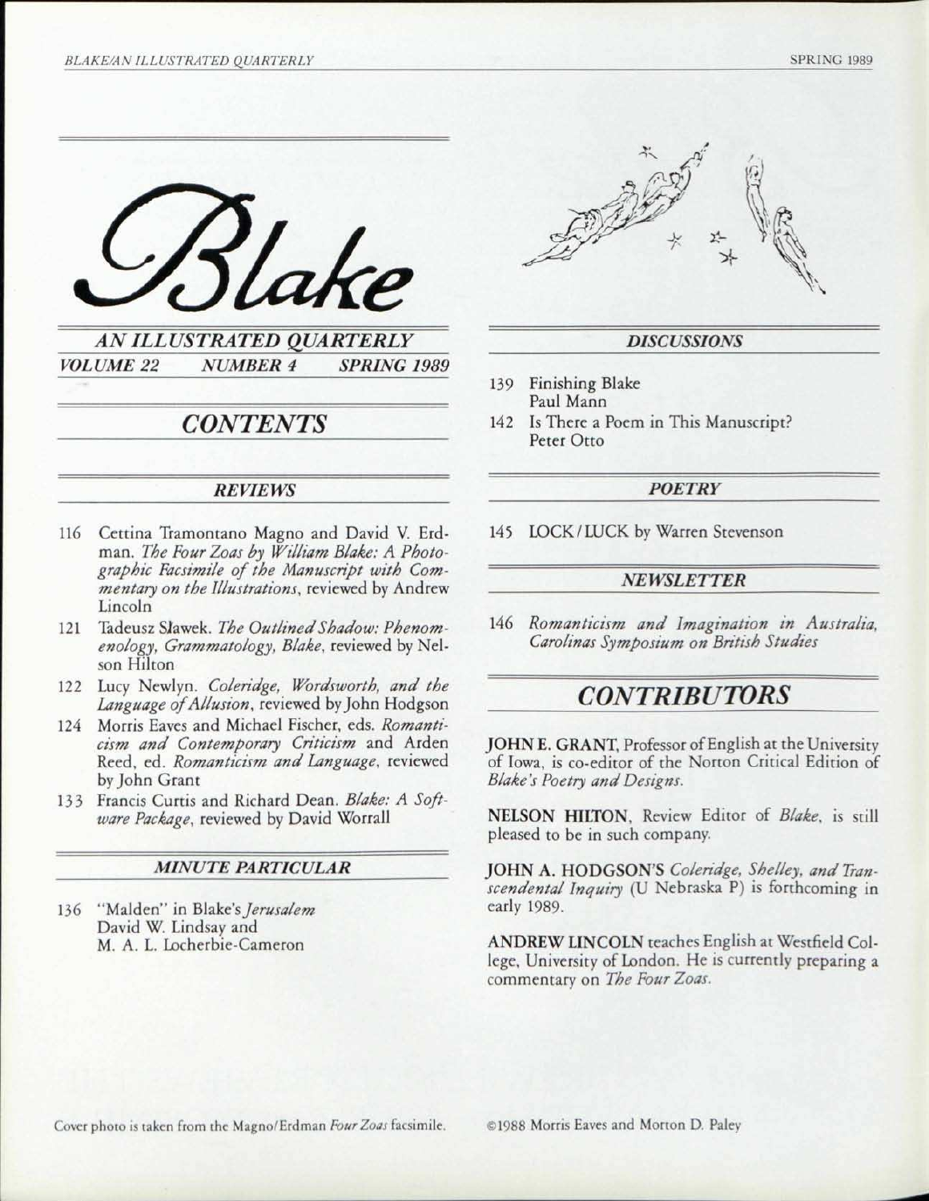# Blake

## AN ILLUSTRATED QUARTERLY

*VOLUME 22 NUMBER 4 SPRING 1989*

## CONTENTS

### REVIEWS

116 Cettina Tramontano Magno and David V. Erdman. *The Four Zoas by William Blake: A Photographic Facsimile of the Manuscript with Commentary on the Illustrations*, reviewed by Andrew Lincoln

121 Tadeusz Sławek. *The Outlined Shadow: Phenomenology, Grammatology, Blake*, reviewed by Nelson Hilton

122 Lucy Newlyn. *Coleridge, Wordsworth, and the Language of Allusion*, reviewed by John Hodgson

124 Morris Eaves and Michael Fischer, eds. *Romanticism and Contemporary Criticism* and Arden Reed, ed. *Romanticism and Language*, reviewed by John Grant

133 Francis Curtis and Richard Dean. *Blake: A Software Package*, reviewed by David Worrall

### MINUTE PARTICULAR

136 "Malden" in Blake's *Jerusalem*
David W. Lindsay and
M. A. L. Locherbie-Cameron

### DISCUSSIONS

139 Finishing Blake
Paul Mann

142 Is There a Poem in This Manuscript?
Peter Otto

### POETRY

145 LOCK / LUCK by Warren Stevenson

### NEWSLETTER

146 *Romanticism and Imagination in Australia, Carolinas Symposium on British Studies*

## CONTRIBUTORS

**JOHN E. GRANT**, Professor of English at the University of Iowa, is co-editor of the Norton Critical Edition of *Blake's Poetry and Designs*.

**NELSON HILTON**, Review Editor of *Blake*, is still pleased to be in such company.

**JOHN A. HODGSON'S** *Coleridge, Shelley, and Transcendental Inquiry* (U Nebraska P) is forthcoming in early 1989.

**ANDREW LINCOLN** teaches English at Westfield College, University of London. He is currently preparing a commentary on *The Four Zoas*.

Cover photo is taken from the Magno/Erdman *Four Zoas* facsimile.

©1988 Morris Eaves and Morton D. Paley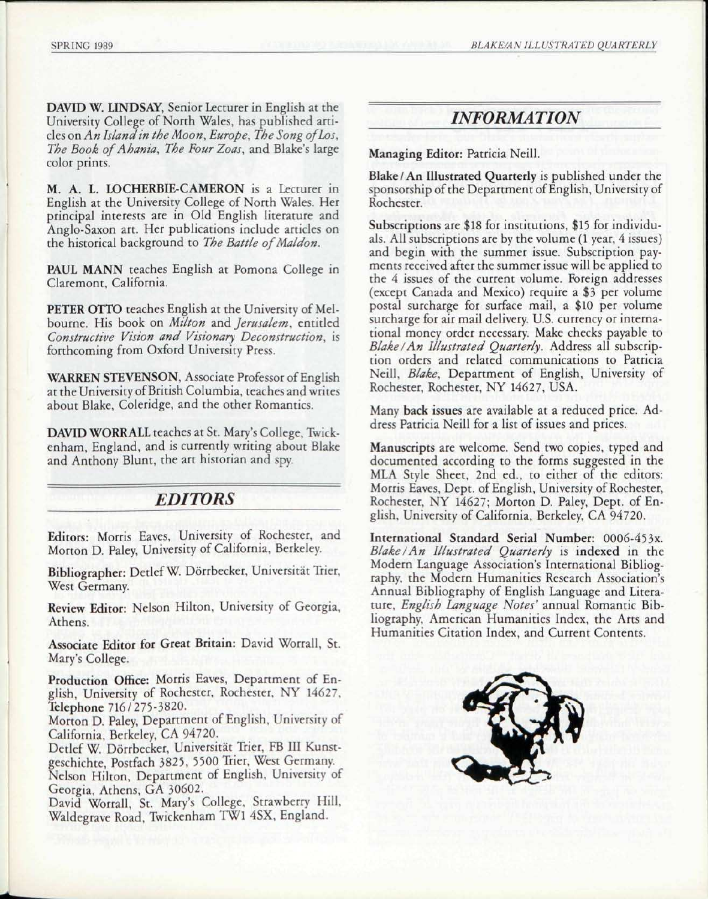**DAVID W. LINDSAY**, Senior Lecturer in English at the University College of North Wales, has published articles on *An Island in the Moon*, *Europe*, *The Song of Los*, *The Book of Ahania*, *The Four Zoas*, and Blake's large color prints.

**M. A. L. LOCHERBIE-CAMERON** is a Lecturer in English at the University College of North Wales. Her principal interests are in Old English literature and Anglo-Saxon art. Her publications include articles on the historical background to *The Battle of Maldon*.

**PAUL MANN** teaches English at Pomona College in Claremont, California.

**PETER OTTO** teaches English at the University of Melbourne. His book on *Milton* and *Jerusalem*, entitled *Constructive Vision and Visionary Deconstruction*, is forthcoming from Oxford University Press.

**WARREN STEVENSON**, Associate Professor of English at the University of British Columbia, teaches and writes about Blake, Coleridge, and the other Romantics.

**DAVID WORRALL** teaches at St. Mary's College, Twickenham, England, and is currently writing about Blake and Anthony Blunt, the art historian and spy.

## *EDITORS*

**Editors:** Morris Eaves, University of Rochester, and Morton D. Paley, University of California, Berkeley.

**Bibliographer:** Detlef W. Dörrbecker, Universität Trier, West Germany.

**Review Editor:** Nelson Hilton, University of Georgia, Athens.

**Associate Editor for Great Britain:** David Worrall, St. Mary's College.

**Production Office:** Morris Eaves, Department of English, University of Rochester, Rochester, NY 14627, Telephone 716/275-3820.

Morton D. Paley, Department of English, University of California, Berkeley, CA 94720.

Detlef W. Dörrbecker, Universität Trier, FB III Kunstgeschichte, Postfach 3825, 5500 Trier, West Germany.

Nelson Hilton, Department of English, University of Georgia, Athens, GA 30602.

David Worrall, St. Mary's College, Strawberry Hill, Waldegrave Road, Twickenham TW1 4SX, England.

## *INFORMATION*

**Managing Editor:** Patricia Neill.

**Blake / An Illustrated Quarterly** is published under the sponsorship of the Department of English, University of Rochester.

**Subscriptions** are $18 for institutions, $15 for individuals. All subscriptions are by the volume (1 year, 4 issues) and begin with the summer issue. Subscription payments received after the summer issue will be applied to the 4 issues of the current volume. Foreign addresses (except Canada and Mexico) require a $3 per volume postal surcharge for surface mail, a $10 per volume surcharge for air mail delivery. U.S. currency or international money order necessary. Make checks payable to *Blake / An Illustrated Quarterly*. Address all subscription orders and related communications to Patricia Neill, *Blake*, Department of English, University of Rochester, Rochester, NY 14627, USA.

Many **back issues** are available at a reduced price. Address Patricia Neill for a list of issues and prices.

**Manuscripts** are welcome. Send two copies, typed and documented according to the forms suggested in the MLA Style Sheet, 2nd ed., to either of the editors: Morris Eaves, Dept. of English, University of Rochester, Rochester, NY 14627; Morton D. Paley, Dept. of English, University of California, Berkeley, CA 94720.

**International Standard Serial Number:** 0006-453x. *Blake / An Illustrated Quarterly* is **indexed** in the Modern Language Association's International Bibliography, the Modern Humanities Research Association's Annual Bibliography of English Language and Literature, *English Language Notes'* annual Romantic Bibliography, American Humanities Index, the Arts and Humanities Citation Index, and Current Contents.